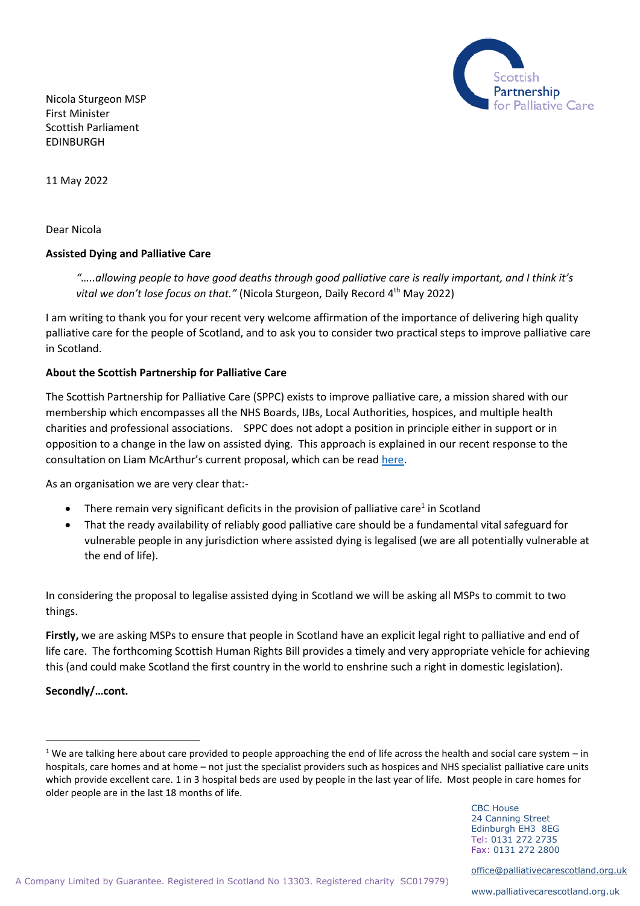Nicola Sturgeon MSP
First Minister
Scottish Parliament
EDINBURGH

11 May 2022

Dear Nicola

**Assisted Dying and Palliative Care**

> *"…..allowing people to have good deaths through good palliative care is really important, and I think it's vital we don't lose focus on that."* (Nicola Sturgeon, Daily Record 4th May 2022)

I am writing to thank you for your recent very welcome affirmation of the importance of delivering high quality palliative care for the people of Scotland, and to ask you to consider two practical steps to improve palliative care in Scotland.

**About the Scottish Partnership for Palliative Care**

The Scottish Partnership for Palliative Care (SPPC) exists to improve palliative care, a mission shared with our membership which encompasses all the NHS Boards, IJBs, Local Authorities, hospices, and multiple health charities and professional associations. SPPC does not adopt a position in principle either in support or in opposition to a change in the law on assisted dying. This approach is explained in our recent response to the consultation on Liam McArthur's current proposal, which can be read here.

As an organisation we are very clear that:-

- There remain very significant deficits in the provision of palliative care[1] in Scotland
- That the ready availability of reliably good palliative care should be a fundamental vital safeguard for vulnerable people in any jurisdiction where assisted dying is legalised (we are all potentially vulnerable at the end of life).

In considering the proposal to legalise assisted dying in Scotland we will be asking all MSPs to commit to two things.

**Firstly,** we are asking MSPs to ensure that people in Scotland have an explicit legal right to palliative and end of life care. The forthcoming Scottish Human Rights Bill provides a timely and very appropriate vehicle for achieving this (and could make Scotland the first country in the world to enshrine such a right in domestic legislation).

**Secondly/…cont.**

[1] We are talking here about care provided to people approaching the end of life across the health and social care system – in hospitals, care homes and at home – not just the specialist providers such as hospices and NHS specialist palliative care units which provide excellent care. 1 in 3 hospital beds are used by people in the last year of life. Most people in care homes for older people are in the last 18 months of life.

CBC House
24 Canning Street
Edinburgh EH3 8EG
Tel: 0131 272 2735
Fax: 0131 272 2800

office@palliativecarescotland.org.uk

www.palliativecarescotland.org.uk

A Company Limited by Guarantee. Registered in Scotland No 13303. Registered charity SC017979)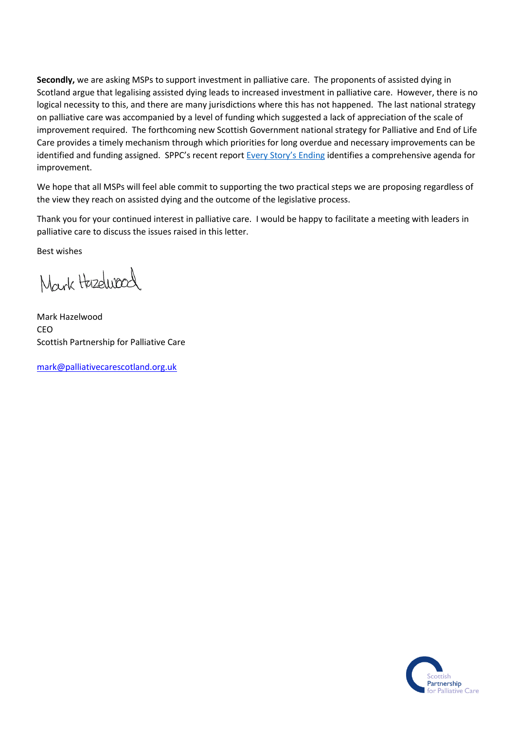**Secondly,** we are asking MSPs to support investment in palliative care. The proponents of assisted dying in Scotland argue that legalising assisted dying leads to increased investment in palliative care. However, there is no logical necessity to this, and there are many jurisdictions where this has not happened. The last national strategy on palliative care was accompanied by a level of funding which suggested a lack of appreciation of the scale of improvement required. The forthcoming new Scottish Government national strategy for Palliative and End of Life Care provides a timely mechanism through which priorities for long overdue and necessary improvements can be identified and funding assigned. SPPC's recent report Every Story's Ending identifies a comprehensive agenda for improvement.

We hope that all MSPs will feel able commit to supporting the two practical steps we are proposing regardless of the view they reach on assisted dying and the outcome of the legislative process.

Thank you for your continued interest in palliative care. I would be happy to facilitate a meeting with leaders in palliative care to discuss the issues raised in this letter.

Best wishes

Mark Hazelwood

Mark Hazelwood
CEO
Scottish Partnership for Palliative Care

mark@palliativecarescotland.org.uk

Scottish Partnership for Palliative Care